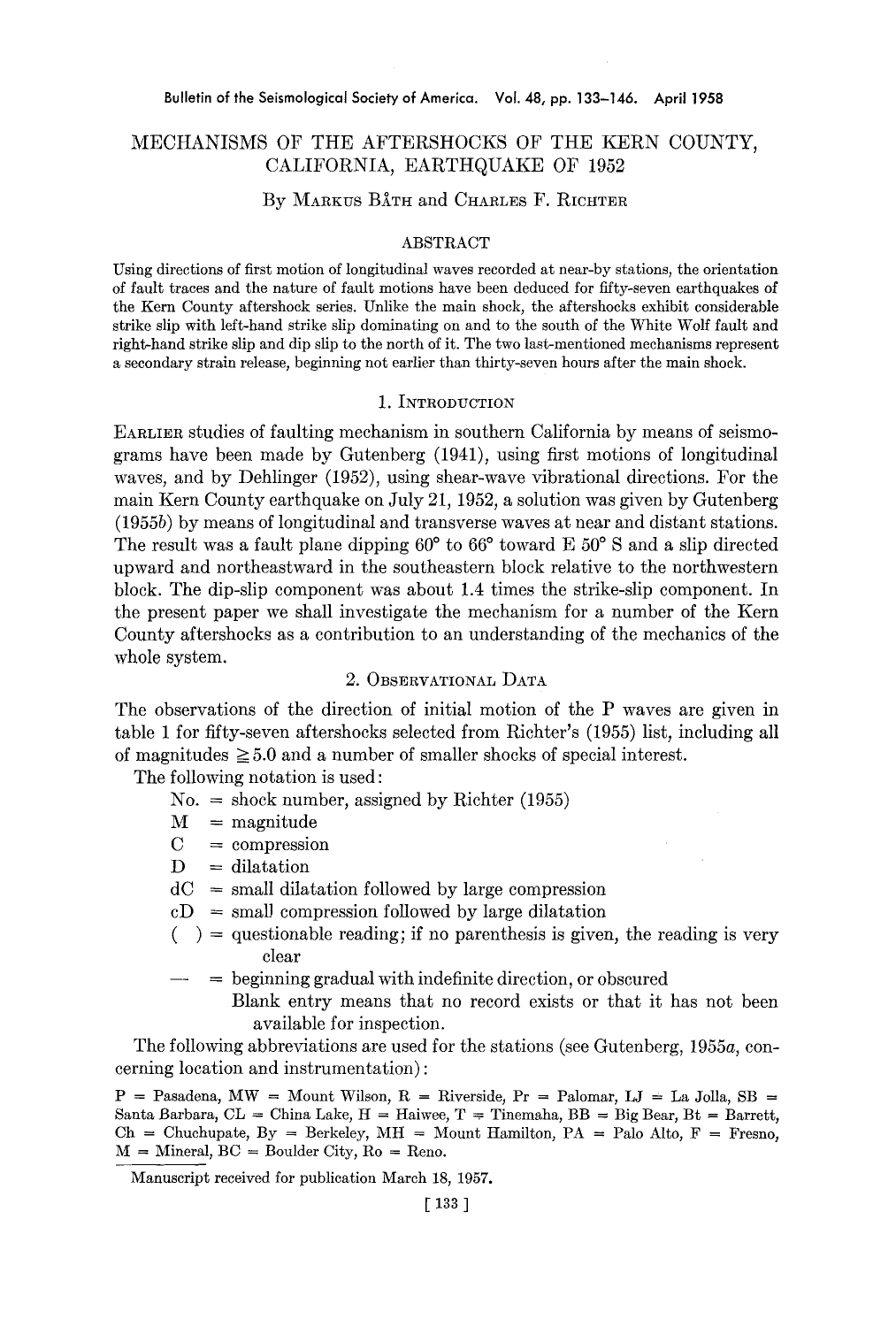# MECHANISMS OF THE AFTERSHOCKS OF THE KERN COUNTY, CALIFORNIA, EARTHQUAKE OF 1952

By Markus Båth and Charles F. Richter

## ABSTRACT

Using directions of first motion of longitudinal waves recorded at near-by stations, the orientation of fault traces and the nature of fault motions have been deduced for fifty-seven earthquakes of the Kern County aftershock series. Unlike the main shock, the aftershocks exhibit considerable strike slip with left-hand strike slip dominating on and to the south of the White Wolf fault and right-hand strike slip and dip slip to the north of it. The two last-mentioned mechanisms represent a secondary strain release, beginning not earlier than thirty-seven hours after the main shock.

## 1. Introduction

Earlier studies of faulting mechanism in southern California by means of seismograms have been made by Gutenberg (1941), using first motions of longitudinal waves, and by Dehlinger (1952), using shear-wave vibrational directions. For the main Kern County earthquake on July 21, 1952, a solution was given by Gutenberg (1955*b*) by means of longitudinal and transverse waves at near and distant stations. The result was a fault plane dipping 60° to 66° toward E 50° S and a slip directed upward and northeastward in the southeastern block relative to the northwestern block. The dip-slip component was about 1.4 times the strike-slip component. In the present paper we shall investigate the mechanism for a number of the Kern County aftershocks as a contribution to an understanding of the mechanics of the whole system.

## 2. Observational Data

The observations of the direction of initial motion of the P waves are given in table 1 for fifty-seven aftershocks selected from Richter's (1955) list, including all of magnitudes ≧5.0 and a number of smaller shocks of special interest.

The following notation is used:

- No. = shock number, assigned by Richter (1955)
- M = magnitude
- C = compression
- D = dilatation
- dC = small dilatation followed by large compression
- cD = small compression followed by large dilatation
- ( ) = questionable reading; if no parenthesis is given, the reading is very clear
- — = beginning gradual with indefinite direction, or obscured

  Blank entry means that no record exists or that it has not been available for inspection.

The following abbreviations are used for the stations (see Gutenberg, 1955*a*, concerning location and instrumentation):

P = Pasadena, MW = Mount Wilson, R = Riverside, Pr = Palomar, LJ = La Jolla, SB = Santa Barbara, CL = China Lake, H = Haiwee, T = Tinemaha, BB = Big Bear, Bt = Barrett, Ch = Chuchupate, By = Berkeley, MH = Mount Hamilton, PA = Palo Alto, F = Fresno, M = Mineral, BC = Boulder City, Ro = Reno.

Manuscript received for publication March 18, 1957.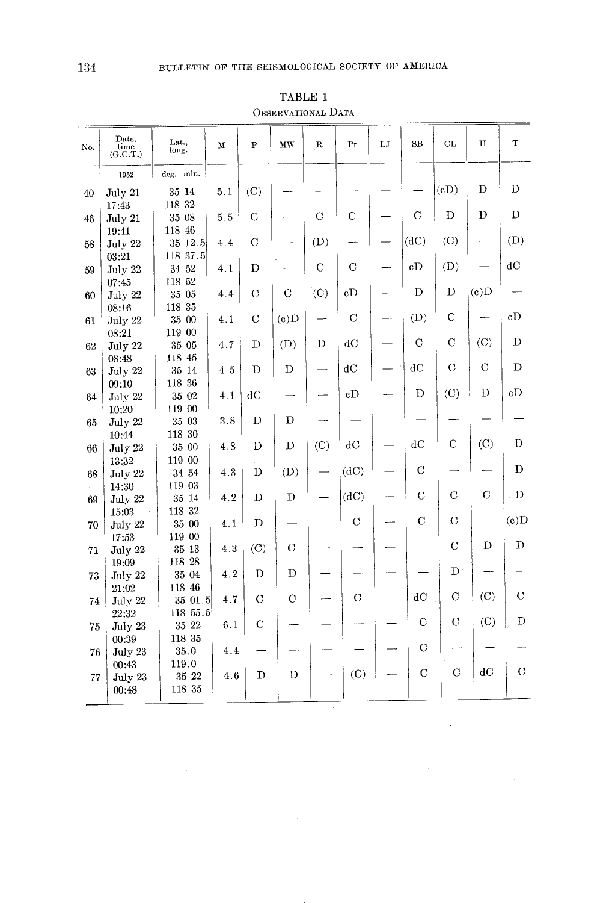TABLE 1

OBSERVATIONAL DATA

| No. | Date, time (G.C.T.) | Lat., long. | M | P | MW | R | Pr | LJ | SB | CL | H | T |
|---|---|---|---|---|---|---|---|---|---|---|---|---|
| | 1952 | deg. min. | | | | | | | | | | |
| 40 | July 21 17:43 | 35 14 118 32 | 5.1 | (C) | — | — | — | — | — | (cD) | D | D |
| 46 | July 21 19:41 | 35 08 118 46 | 5.5 | C | — | C | C | — | C | D | D | D |
| 58 | July 22 03:21 | 35 12.5 118 37.5 | 4.4 | C | — | (D) | — | — | (dC) | (C) | — | (D) |
| 59 | July 22 07:45 | 34 52 118 52 | 4.1 | D | — | C | C | — | cD | (D) | — | dC |
| 60 | July 22 08:16 | 35 05 118 35 | 4.4 | C | C | (C) | cD | — | D | D | (c)D | — |
| 61 | July 22 08:21 | 35 00 119 00 | 4.1 | C | (c)D | — | C | — | (D) | C | — | cD |
| 62 | July 22 08:48 | 35 05 118 45 | 4.7 | D | (D) | D | dC | — | C | C | (C) | D |
| 63 | July 22 09:10 | 35 14 118 36 | 4.5 | D | D | — | dC | — | dC | C | C | D |
| 64 | July 22 10:20 | 35 02 119 00 | 4.1 | dC | — | — | cD | — | D | (C) | D | cD |
| 65 | July 22 10:44 | 35 03 118 30 | 3.8 | D | D | — | — | — | — | — | — | — |
| 66 | July 22 13:32 | 35 00 119 00 | 4.8 | D | D | (C) | dC | — | dC | C | (C) | D |
| 68 | July 22 14:30 | 34 54 119 03 | 4.3 | D | (D) | — | (dC) | — | C | — | — | D |
| 69 | July 22 15:03 | 35 14 118 32 | 4.2 | D | D | — | (dC) | — | C | C | C | D |
| 70 | July 22 17:53 | 35 00 119 00 | 4.1 | D | — | — | C | — | C | C | — | (c)D |
| 71 | July 22 19:09 | 35 13 118 28 | 4.3 | (C) | C | — | — | — | — | C | D | D |
| 73 | July 22 21:02 | 35 04 118 46 | 4.2 | D | D | — | — | — | — | D | — | — |
| 74 | July 22 22:32 | 35 01.5 118 55.5 | 4.7 | C | C | — | C | — | dC | C | (C) | C |
| 75 | July 23 00:39 | 35 22 118 35 | 6.1 | C | — | — | — | — | C | C | (C) | D |
| 76 | July 23 00:43 | 35.0 119.0 | 4.4 | — | — | — | — | — | C | — | — | — |
| 77 | July 23 00:48 | 35 22 118 35 | 4.6 | D | D | — | (C) | — | C | C | dC | C |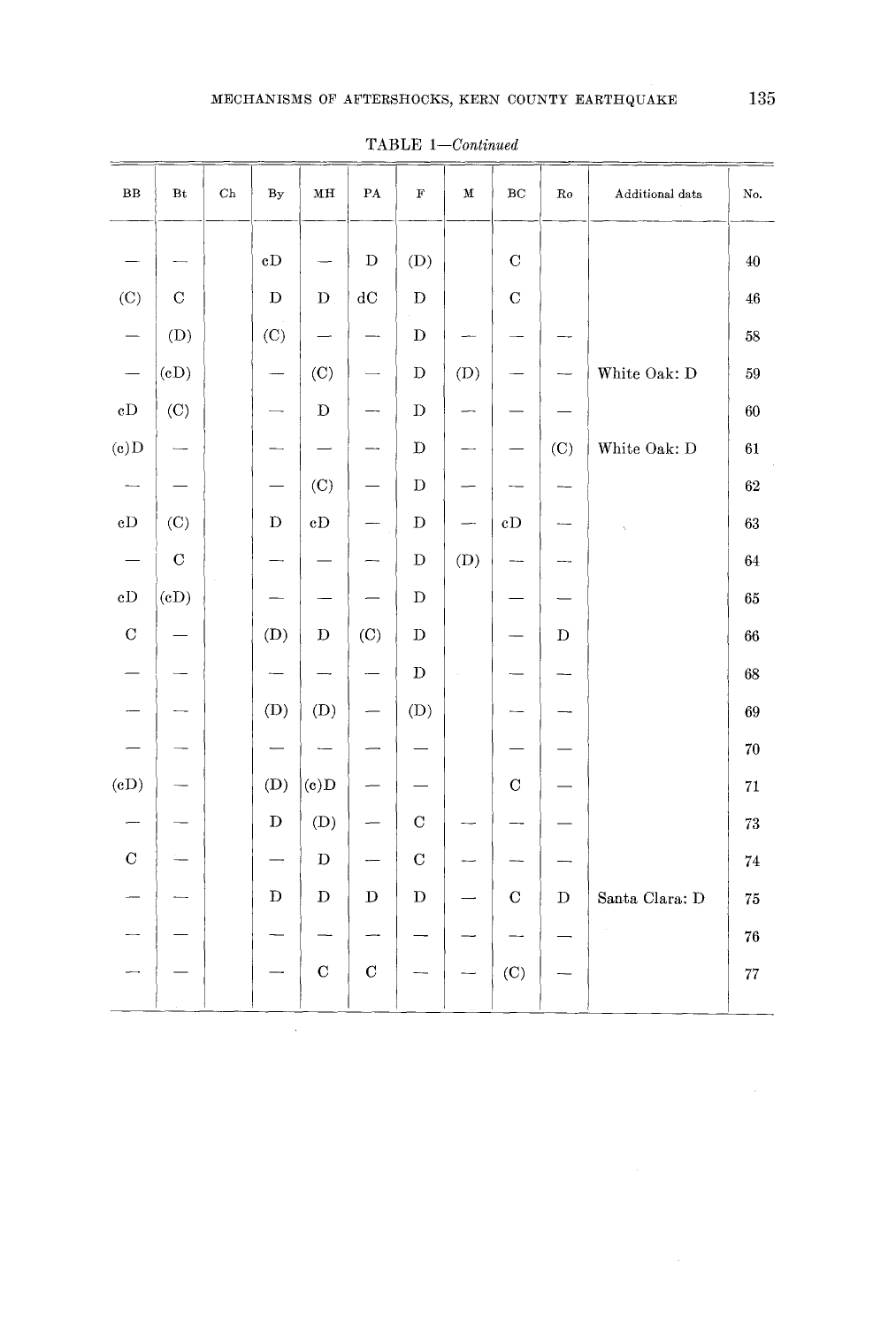TABLE 1—*Continued*

| BB | Bt | Ch | By | MH | PA | F | M | BC | Ro | Additional data | No. |
|---|---|---|---|---|---|---|---|---|---|---|---|
| — | — | | cD | — | D | (D) | | C | | | 40 |
| (C) | C | | D | D | dC | D | | C | | | 46 |
| — | (D) | | (C) | — | — | D | — | — | — | | 58 |
| — | (cD) | | — | (C) | — | D | (D) | — | — | White Oak: D | 59 |
| cD | (C) | | — | D | — | D | — | — | — | | 60 |
| (c)D | — | | — | — | — | D | — | — | (C) | White Oak: D | 61 |
| — | — | | — | (C) | — | D | — | — | — | | 62 |
| cD | (C) | | D | cD | — | D | — | cD | — | | 63 |
| — | C | | — | — | — | D | (D) | — | — | | 64 |
| cD | (cD) | | — | — | — | D | | — | — | | 65 |
| C | — | | (D) | D | (C) | D | | — | D | | 66 |
| — | — | | — | — | — | D | | — | — | | 68 |
| — | — | | (D) | (D) | — | (D) | | — | — | | 69 |
| — | — | | — | — | — | — | | — | — | | 70 |
| (cD) | — | | (D) | (c)D | — | — | | C | — | | 71 |
| — | — | | D | (D) | — | C | — | — | — | | 73 |
| C | — | | — | D | — | C | — | — | — | | 74 |
| — | — | | D | D | D | D | — | C | D | Santa Clara: D | 75 |
| — | — | | — | — | — | — | — | — | — | | 76 |
| — | — | | — | C | C | — | — | (C) | — | | 77 |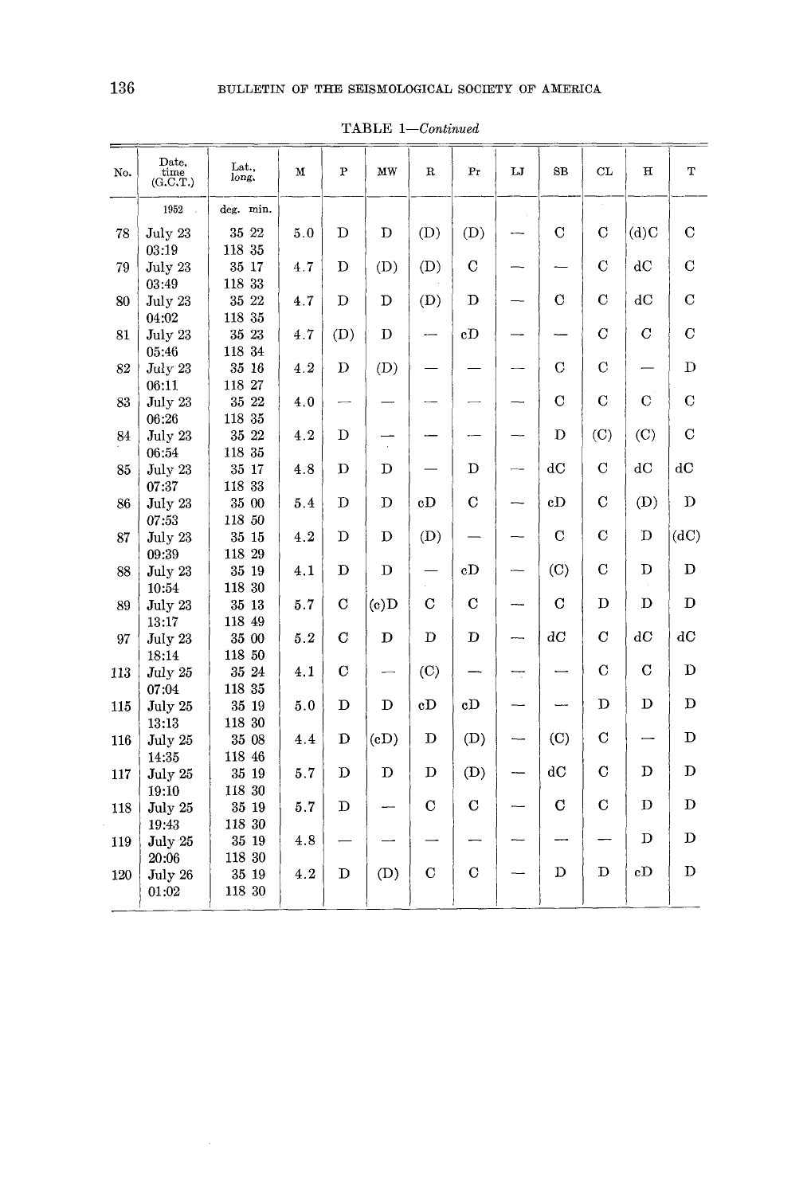TABLE 1—*Continued*

| No. | Date, time (G.C.T.) | Lat., long. | M | P | MW | R | Pr | LJ | SB | CL | H | T |
|---|---|---|---|---|---|---|---|---|---|---|---|---|
| | 1952 | deg. min. | | | | | | | | | | |
| 78 | July 23 03:19 | 35 22 118 35 | 5.0 | D | D | (D) | (D) | — | C | C | (d)C | C |
| 79 | July 23 03:49 | 35 17 118 33 | 4.7 | D | (D) | (D) | C | — | — | C | dC | C |
| 80 | July 23 04:02 | 35 22 118 35 | 4.7 | D | D | (D) | D | — | C | C | dC | C |
| 81 | July 23 05:46 | 35 23 118 34 | 4.7 | (D) | D | — | cD | — | — | C | C | C |
| 82 | July 23 06:11 | 35 16 118 27 | 4.2 | D | (D) | — | — | — | C | C | — | D |
| 83 | July 23 06:26 | 35 22 118 35 | 4.0 | — | — | — | — | — | C | C | C | C |
| 84 | July 23 06:54 | 35 22 118 35 | 4.2 | D | — | — | — | — | D | (C) | (C) | C |
| 85 | July 23 07:37 | 35 17 118 33 | 4.8 | D | D | — | D | — | dC | C | dC | dC |
| 86 | July 23 07:53 | 35 00 118 50 | 5.4 | D | D | cD | C | — | cD | C | (D) | D |
| 87 | July 23 09:39 | 35 15 118 29 | 4.2 | D | D | (D) | — | — | C | C | D | (dC) |
| 88 | July 23 10:54 | 35 19 118 30 | 4.1 | D | D | — | cD | — | (C) | C | D | D |
| 89 | July 23 13:17 | 35 13 118 49 | 5.7 | C | (c)D | C | C | — | C | D | D | D |
| 97 | July 23 18:14 | 35 00 118 50 | 5.2 | C | D | D | D | — | dC | C | dC | dC |
| 113 | July 25 07:04 | 35 24 118 35 | 4.1 | C | — | (C) | — | — | — | C | C | D |
| 115 | July 25 13:13 | 35 19 118 30 | 5.0 | D | D | cD | cD | — | — | D | D | D |
| 116 | July 25 14:35 | 35 08 118 46 | 4.4 | D | (cD) | D | (D) | — | (C) | C | — | D |
| 117 | July 25 19:10 | 35 19 118 30 | 5.7 | D | D | D | (D) | — | dC | C | D | D |
| 118 | July 25 19:43 | 35 19 118 30 | 5.7 | D | — | C | C | — | C | C | D | D |
| 119 | July 25 20:06 | 35 19 118 30 | 4.8 | — | — | — | — | — | — | — | D | D |
| 120 | July 26 01:02 | 35 19 118 30 | 4.2 | D | (D) | C | C | — | D | D | cD | D |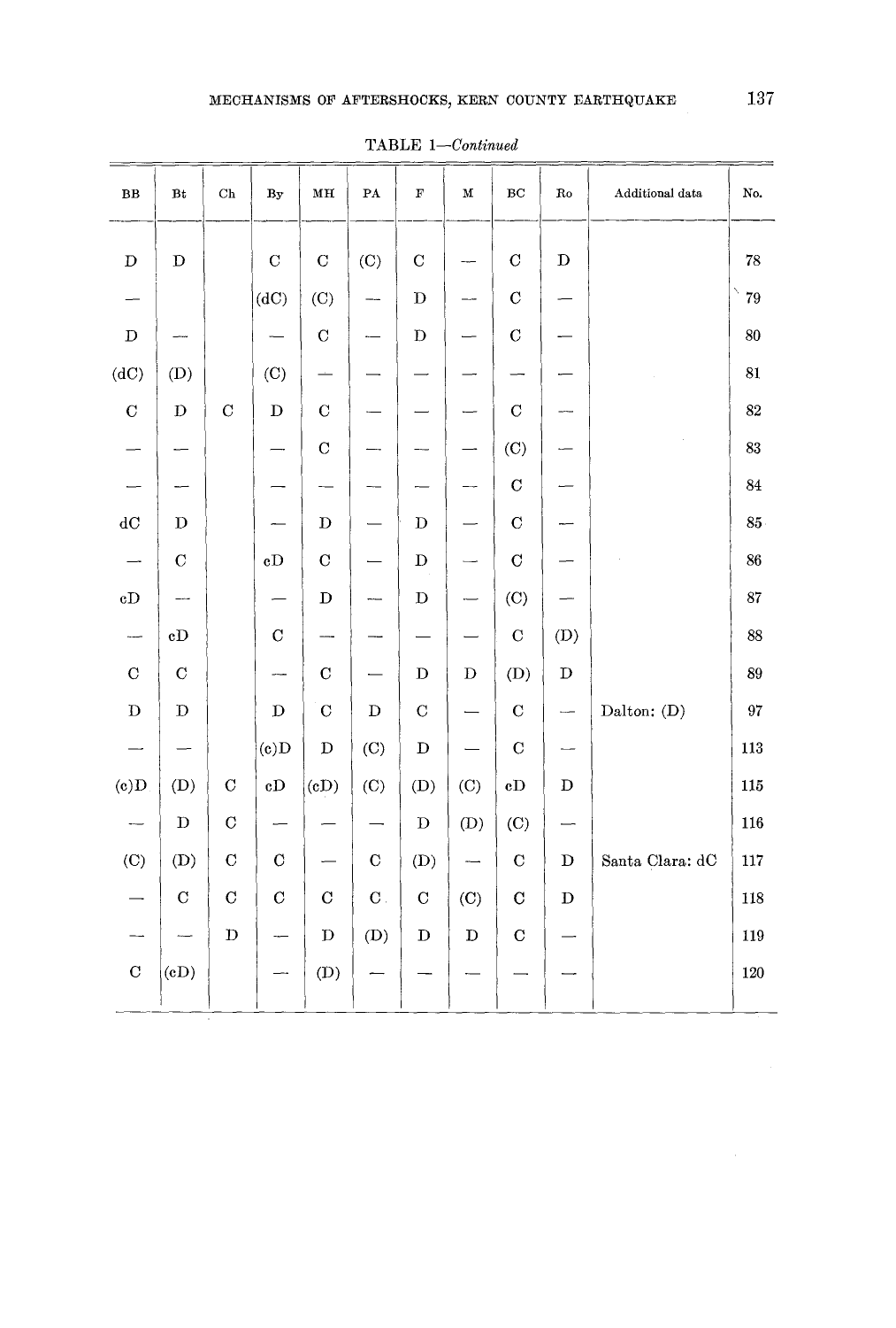TABLE 1—*Continued*

| BB | Bt | Ch | By | MH | PA | F | M | BC | Ro | Additional data | No. |
|---|---|---|---|---|---|---|---|---|---|---|---|
| D | D | | C | C | (C) | C | — | C | D | | 78 |
| — | | | (dC) | (C) | — | D | — | C | — | | 79 |
| D | — | | — | C | — | D | — | C | — | | 80 |
| (dC) | (D) | | (C) | — | — | — | — | — | — | | 81 |
| C | D | C | D | C | — | — | — | C | — | | 82 |
| — | — | | — | C | — | — | — | (C) | — | | 83 |
| — | — | | — | — | — | — | — | C | — | | 84 |
| dC | D | | — | D | — | D | — | C | — | | 85 |
| — | C | | cD | C | — | D | — | C | — | | 86 |
| cD | — | | — | D | — | D | — | (C) | — | | 87 |
| — | cD | | C | — | — | — | — | C | (D) | | 88 |
| C | C | | — | C | — | D | D | (D) | D | | 89 |
| D | D | | D | C | D | C | — | C | — | Dalton: (D) | 97 |
| — | — | | (c)D | D | (C) | D | — | C | — | | 113 |
| (c)D | (D) | C | cD | (cD) | (C) | (D) | (C) | cD | D | | 115 |
| — | D | C | — | — | — | D | (D) | (C) | — | | 116 |
| (C) | (D) | C | C | — | C | (D) | — | C | D | Santa Clara: dC | 117 |
| — | C | C | C | C | C | C | (C) | C | D | | 118 |
| — | — | D | — | D | (D) | D | D | C | — | | 119 |
| C | (cD) | | — | (D) | — | — | — | — | — | | 120 |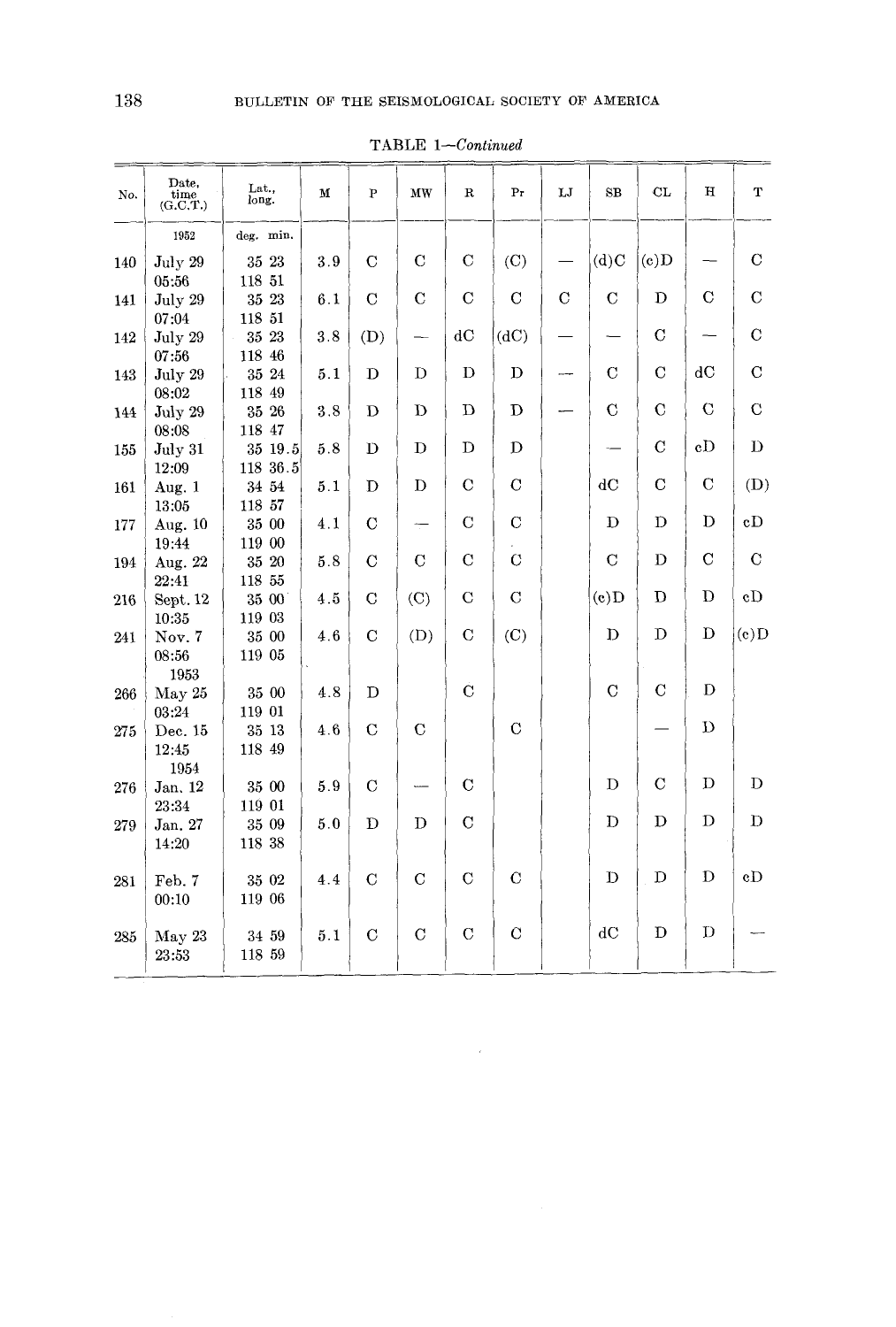TABLE 1—*Continued*

| No. | Date, time (G.C.T.) | Lat., long. | M | P | MW | R | Pr | LJ | SB | CL | H | T |
|---|---|---|---|---|---|---|---|---|---|---|---|---|
| | 1952 | deg. min. | | | | | | | | | | |
| 140 | July 29 05:56 | 35 23 118 51 | 3.9 | C | C | C | (C) | — | (d)C | (c)D | — | C |
| 141 | July 29 07:04 | 35 23 118 51 | 6.1 | C | C | C | C | C | C | D | C | C |
| 142 | July 29 07:56 | 35 23 118 46 | 3.8 | (D) | — | dC | (dC) | — | — | C | — | C |
| 143 | July 29 08:02 | 35 24 118 49 | 5.1 | D | D | D | D | — | C | C | dC | C |
| 144 | July 29 08:08 | 35 26 118 47 | 3.8 | D | D | D | D | — | C | C | C | C |
| 155 | July 31 12:09 | 35 19.5 118 36.5 | 5.8 | D | D | D | D | | — | C | cD | D |
| 161 | Aug. 1 13:05 | 34 54 118 57 | 5.1 | D | D | C | C | | dC | C | C | (D) |
| 177 | Aug. 10 19:44 | 35 00 119 00 | 4.1 | C | — | C | C | | D | D | D | cD |
| 194 | Aug. 22 22:41 | 35 20 118 55 | 5.8 | C | C | C | C | | C | D | C | C |
| 216 | Sept. 12 10:35 | 35 00 119 03 | 4.5 | C | (C) | C | C | | (c)D | D | D | cD |
| 241 | Nov. 7 08:56 | 35 00 119 05 | 4.6 | C | (D) | C | (C) | | D | D | D | (c)D |
| | 1953 | | | | | | | | | | | |
| 266 | May 25 03:24 | 35 00 119 01 | 4.8 | D | | C | | | C | C | D | |
| 275 | Dec. 15 12:45 | 35 13 118 49 | 4.6 | C | C | | C | | | — | D | |
| | 1954 | | | | | | | | | | | |
| 276 | Jan. 12 23:34 | 35 00 119 01 | 5.9 | C | — | C | | | D | C | D | D |
| 279 | Jan. 27 14:20 | 35 09 118 38 | 5.0 | D | D | C | | | D | D | D | D |
| 281 | Feb. 7 00:10 | 35 02 119 06 | 4.4 | C | C | C | C | | D | D | D | cD |
| 285 | May 23 23:53 | 34 59 118 59 | 5.1 | C | C | C | C | | dC | D | D | — |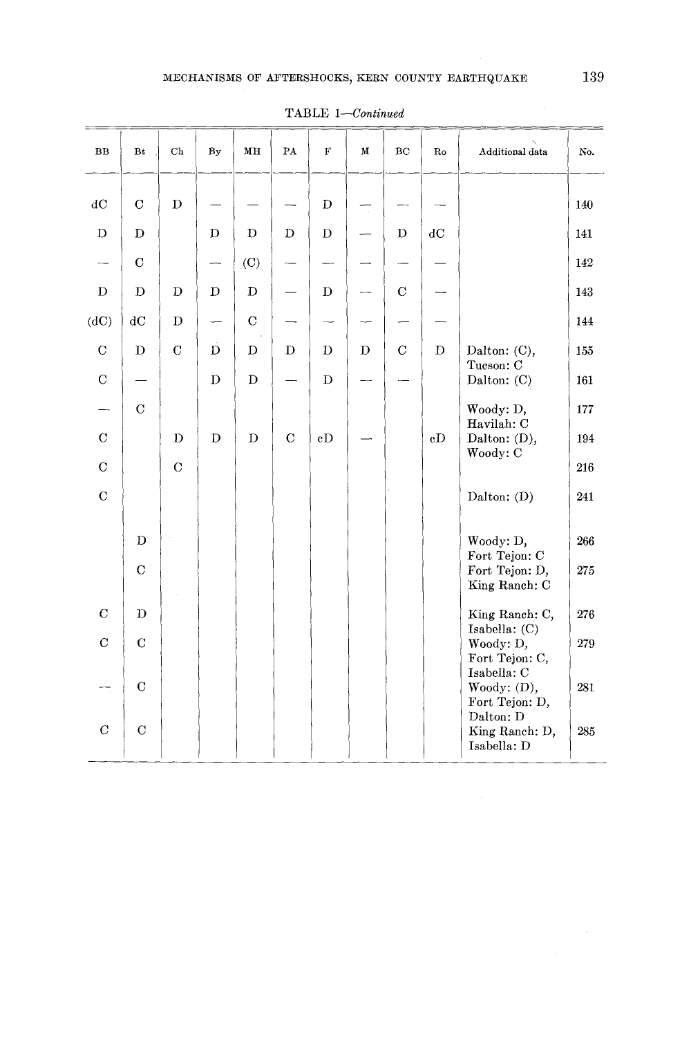TABLE 1—*Continued*

| BB | Bt | Ch | By | MH | PA | F | M | BC | Ro | Additional data | No. |
|---|---|---|---|---|---|---|---|---|---|---|---|
| dC | C | D | — | — | — | D | — | — | — | | 140 |
| D | D | | D | D | D | D | — | D | dC | | 141 |
| — | C | | — | (C) | — | — | — | — | — | | 142 |
| D | D | D | D | D | — | D | — | C | — | | 143 |
| (dC) | dC | D | — | C | — | — | — | — | — | | 144 |
| C | D | C | D | D | D | D | D | C | D | Dalton: (C), Tucson: C | 155 |
| C | — | | D | D | — | D | — | — | | Dalton: (C) | 161 |
| — | C | | | | | | | | | Woody: D, Havilah: C | 177 |
| C | | D | D | D | C | cD | — | | cD | Dalton: (D), Woody: C | 194 |
| C | | C | | | | | | | | | 216 |
| C | | | | | | | | | | Dalton: (D) | 241 |
| | D | | | | | | | | | Woody: D, Fort Tejon: C | 266 |
| | C | | | | | | | | | Fort Tejon: D, King Ranch: C | 275 |
| C | D | | | | | | | | | King Ranch: C, Isabella: (C) | 276 |
| C | C | | | | | | | | | Woody: D, Fort Tejon: C, Isabella: C | 279 |
| — | C | | | | | | | | | Woody: (D), Fort Tejon: D, Dalton: D | 281 |
| C | C | | | | | | | | | King Ranch: D, Isabella: D | 285 |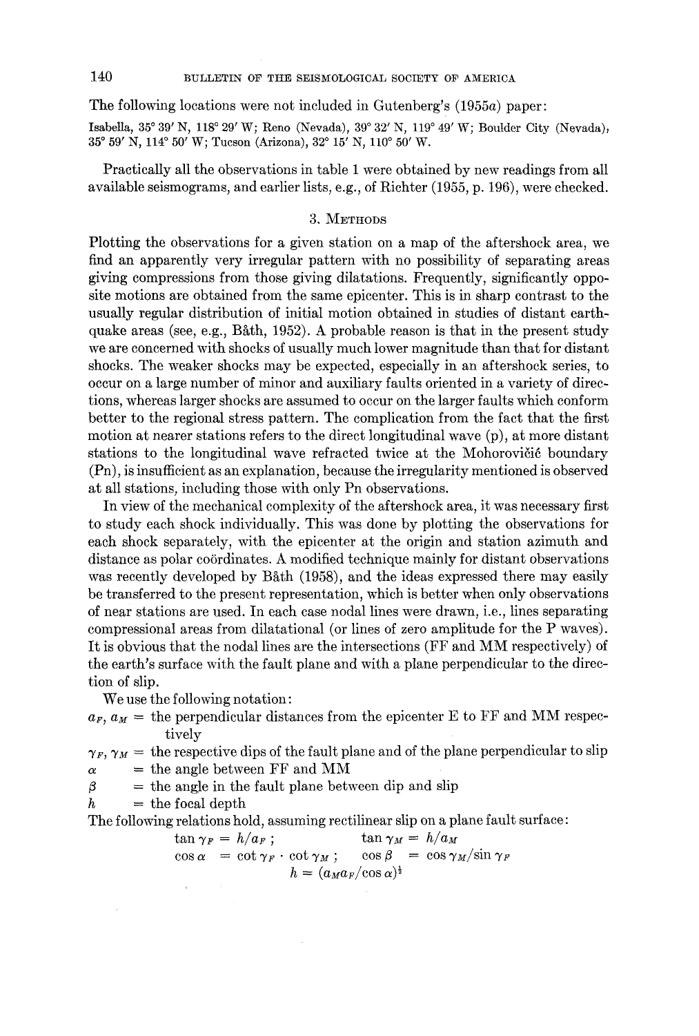The following locations were not included in Gutenberg's (1955*a*) paper:

Isabella, 35° 39′ N, 118° 29′ W; Reno (Nevada), 39° 32′ N, 119° 49′ W; Boulder City (Nevada), 35° 59′ N, 114° 50′ W; Tucson (Arizona), 32° 15′ N, 110° 50′ W.

Practically all the observations in table 1 were obtained by new readings from all available seismograms, and earlier lists, e.g., of Richter (1955, p. 196), were checked.

## 3. Methods

Plotting the observations for a given station on a map of the aftershock area, we find an apparently very irregular pattern with no possibility of separating areas giving compressions from those giving dilatations. Frequently, significantly opposite motions are obtained from the same epicenter. This is in sharp contrast to the usually regular distribution of initial motion obtained in studies of distant earthquake areas (see, e.g., Båth, 1952). A probable reason is that in the present study we are concerned with shocks of usually much lower magnitude than that for distant shocks. The weaker shocks may be expected, especially in an aftershock series, to occur on a large number of minor and auxiliary faults oriented in a variety of directions, whereas larger shocks are assumed to occur on the larger faults which conform better to the regional stress pattern. The complication from the fact that the first motion at nearer stations refers to the direct longitudinal wave (p), at more distant stations to the longitudinal wave refracted twice at the Mohorovičić boundary (Pn), is insufficient as an explanation, because the irregularity mentioned is observed at all stations, including those with only Pn observations.

In view of the mechanical complexity of the aftershock area, it was necessary first to study each shock individually. This was done by plotting the observations for each shock separately, with the epicenter at the origin and station azimuth and distance as polar coördinates. A modified technique mainly for distant observations was recently developed by Båth (1958), and the ideas expressed there may easily be transferred to the present representation, which is better when only observations of near stations are used. In each case nodal lines were drawn, i.e., lines separating compressional areas from dilatational (or lines of zero amplitude for the P waves). It is obvious that the nodal lines are the intersections (FF and MM respectively) of the earth's surface with the fault plane and with a plane perpendicular to the direction of slip.

We use the following notation:

$a_F$, $a_M$ = the perpendicular distances from the epicenter E to FF and MM respectively

$\gamma_F$, $\gamma_M$ = the respective dips of the fault plane and of the plane perpendicular to slip

$\alpha$ = the angle between FF and MM

$\beta$ = the angle in the fault plane between dip and slip

$h$ = the focal depth

The following relations hold, assuming rectilinear slip on a plane fault surface:

$$\tan \gamma_F = h/a_F\,; \qquad \tan \gamma_M = h/a_M$$

$$\cos \alpha = \cot \gamma_F \cdot \cot \gamma_M\,; \qquad \cos \beta = \cos \gamma_M / \sin \gamma_F$$

$$h = (a_M a_F / \cos \alpha)^{\frac{1}{2}}$$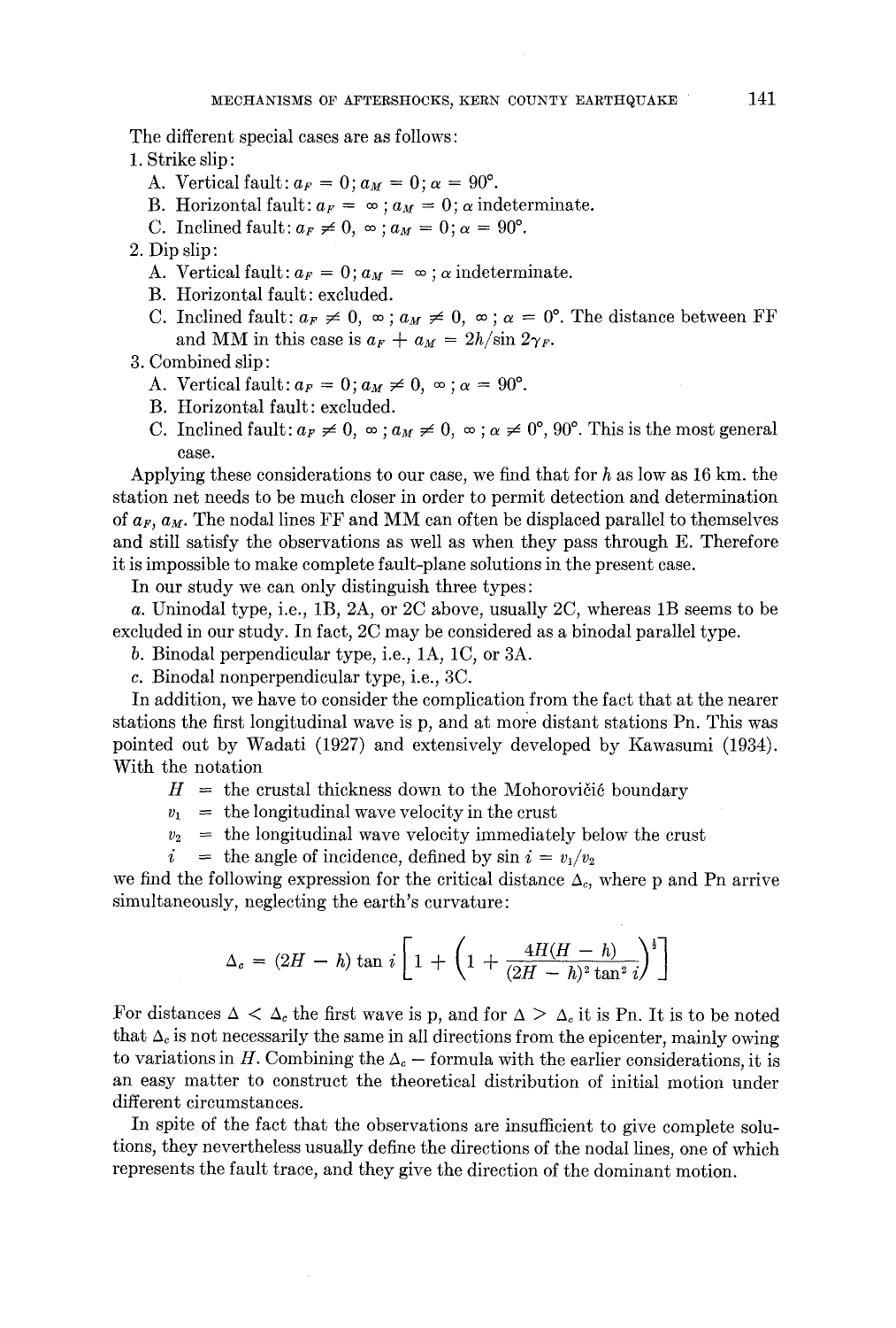The different special cases are as follows:

1. Strike slip:
   - A. Vertical fault: $a_F = 0$; $a_M = 0$; $\alpha = 90°$.
   - B. Horizontal fault: $a_F = \infty$; $a_M = 0$; $\alpha$ indeterminate.
   - C. Inclined fault: $a_F \neq 0, \infty$; $a_M = 0$; $\alpha = 90°$.
2. Dip slip:
   - A. Vertical fault: $a_F = 0$; $a_M = \infty$; $\alpha$ indeterminate.
   - B. Horizontal fault: excluded.
   - C. Inclined fault: $a_F \neq 0, \infty$; $a_M \neq 0, \infty$; $\alpha = 0°$. The distance between FF and MM in this case is $a_F + a_M = 2h/\sin 2\gamma_F$.
3. Combined slip:
   - A. Vertical fault: $a_F = 0$; $a_M \neq 0, \infty$; $\alpha = 90°$.
   - B. Horizontal fault: excluded.
   - C. Inclined fault: $a_F \neq 0, \infty$; $a_M \neq 0, \infty$; $\alpha \neq 0°, 90°$. This is the most general case.

Applying these considerations to our case, we find that for $h$ as low as 16 km. the station net needs to be much closer in order to permit detection and determination of $a_F$, $a_M$. The nodal lines FF and MM can often be displaced parallel to themselves and still satisfy the observations as well as when they pass through E. Therefore it is impossible to make complete fault-plane solutions in the present case.

In our study we can only distinguish three types:

*a.* Uninodal type, i.e., 1B, 2A, or 2C above, usually 2C, whereas 1B seems to be excluded in our study. In fact, 2C may be considered as a binodal parallel type.

*b.* Binodal perpendicular type, i.e., 1A, 1C, or 3A.

*c.* Binodal nonperpendicular type, i.e., 3C.

In addition, we have to consider the complication from the fact that at the nearer stations the first longitudinal wave is p, and at more distant stations Pn. This was pointed out by Wadati (1927) and extensively developed by Kawasumi (1934). With the notation

$H$ = the crustal thickness down to the Mohorovičić boundary

$v_1$ = the longitudinal wave velocity in the crust

$v_2$ = the longitudinal wave velocity immediately below the crust

$i$ = the angle of incidence, defined by $\sin i = v_1/v_2$

we find the following expression for the critical distance $\Delta_c$, where p and Pn arrive simultaneously, neglecting the earth's curvature:

$$\Delta_c = (2H - h) \tan i \left[ 1 + \left( 1 + \frac{4H(H - h)}{(2H - h)^2 \tan^2 i} \right)^{\frac{1}{2}} \right]$$

For distances $\Delta < \Delta_c$ the first wave is p, and for $\Delta > \Delta_c$ it is Pn. It is to be noted that $\Delta_c$ is not necessarily the same in all directions from the epicenter, mainly owing to variations in $H$. Combining the $\Delta_c$ – formula with the earlier considerations, it is an easy matter to construct the theoretical distribution of initial motion under different circumstances.

In spite of the fact that the observations are insufficient to give complete solutions, they nevertheless usually define the directions of the nodal lines, one of which represents the fault trace, and they give the direction of the dominant motion.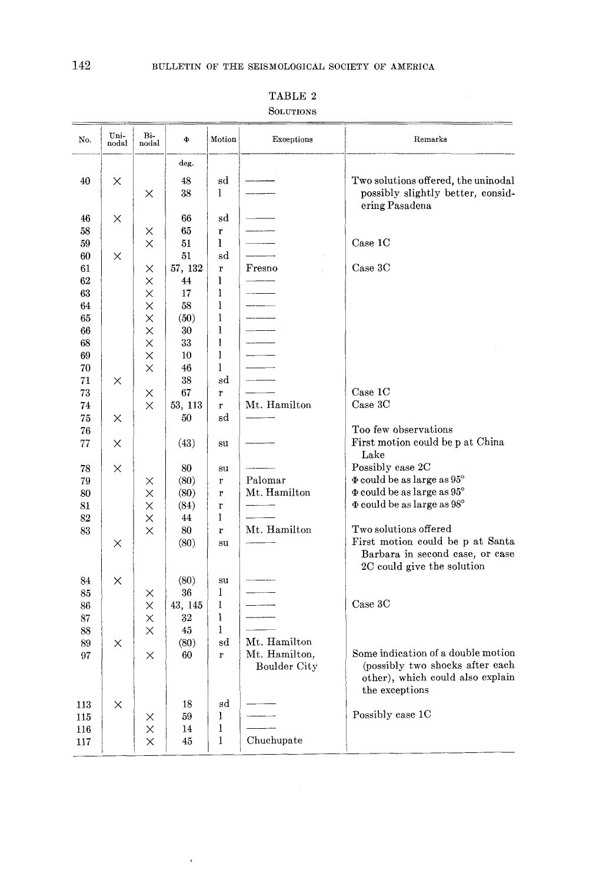TABLE 2

SOLUTIONS

| No. | Uni-nodal | Bi-nodal | Φ | Motion | Exceptions | Remarks |
|---|---|---|---|---|---|---|
| | | | deg. | | | |
| 40 | × | | 48 | sd | —— | Two solutions offered, the uninodal possibly slightly better, considering Pasadena |
| | | × | 38 | l | —— | |
| 46 | × | | 66 | sd | —— | |
| 58 | | × | 65 | r | —— | |
| 59 | | × | 51 | l | —— | Case 1C |
| 60 | × | | 51 | sd | —— | |
| 61 | | × | 57, 132 | r | Fresno | Case 3C |
| 62 | | × | 44 | l | —— | |
| 63 | | × | 17 | l | —— | |
| 64 | | × | 58 | l | —— | |
| 65 | | × | (50) | l | —— | |
| 66 | | × | 30 | l | —— | |
| 68 | | × | 33 | l | —— | |
| 69 | | × | 10 | l | —— | |
| 70 | | × | 46 | l | —— | |
| 71 | × | | 38 | sd | —— | |
| 73 | | × | 67 | r | —— | Case 1C |
| 74 | | × | 53, 113 | r | Mt. Hamilton | Case 3C |
| 75 | × | | 50 | sd | —— | |
| 76 | | | | | | Too few observations |
| 77 | × | | (43) | su | —— | First motion could be p at China Lake |
| 78 | × | | 80 | su | —— | Possibly case 2C |
| 79 | | × | (80) | r | Palomar | Φ could be as large as 95° |
| 80 | | × | (80) | r | Mt. Hamilton | Φ could be as large as 95° |
| 81 | | × | (84) | r | —— | Φ could be as large as 98° |
| 82 | | × | 44 | l | —— | |
| 83 | | × | 80 | r | Mt. Hamilton | Two solutions offered |
| | × | | (80) | su | —— | First motion could be p at Santa Barbara in second case, or case 2C could give the solution |
| 84 | × | | (80) | su | —— | |
| 85 | | × | 36 | l | —— | |
| 86 | | × | 43, 145 | l | —— | Case 3C |
| 87 | | × | 32 | l | —— | |
| 88 | | × | 45 | l | —— | |
| 89 | × | | (80) | sd | Mt. Hamilton | |
| 97 | | × | 60 | r | Mt. Hamilton, Boulder City | Some indication of a double motion (possibly two shocks after each other), which could also explain the exceptions |
| 113 | × | | 18 | sd | —— | |
| 115 | | × | 59 | l | —— | Possibly case 1C |
| 116 | | × | 14 | l | —— | |
| 117 | | × | 45 | l | Chuchupate | |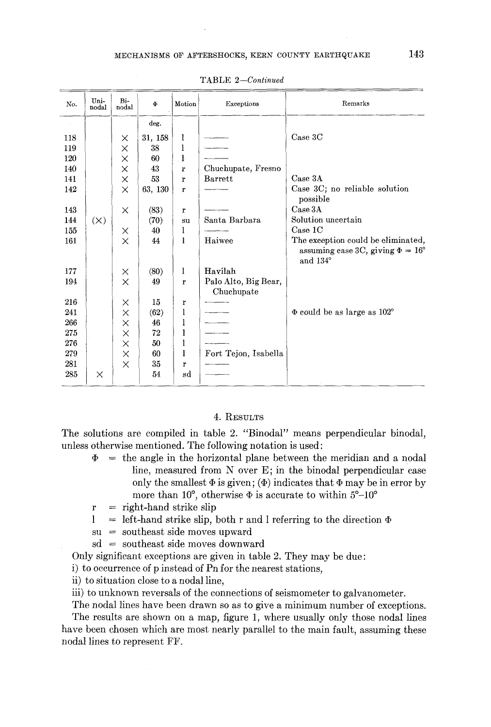TABLE 2—*Continued*

| No. | Uni-nodal | Bi-nodal | Φ | Motion | Exceptions | Remarks |
|---|---|---|---|---|---|---|
| | | | deg. | | | |
| 118 | | × | 31, 158 | l | —— | Case 3C |
| 119 | | × | 38 | l | —— | |
| 120 | | × | 60 | l | —— | |
| 140 | | × | 43 | r | Chuchupate, Fresno | |
| 141 | | × | 53 | r | Barrett | Case 3A |
| 142 | | × | 63, 130 | r | —— | Case 3C; no reliable solution possible |
| 143 | | × | (83) | r | —— | Case 3A |
| 144 | (×) | | (70) | su | Santa Barbara | Solution uncertain |
| 155 | | × | 40 | l | —— | Case 1C |
| 161 | | × | 44 | l | Haiwee | The exception could be eliminated, assuming case 3C, giving Φ = 16° and 134° |
| 177 | | × | (80) | l | Havilah | |
| 194 | | × | 49 | r | Palo Alto, Big Bear, Chuchupate | |
| 216 | | × | 15 | r | —— | |
| 241 | | × | (62) | l | —— | Φ could be as large as 102° |
| 266 | | × | 46 | l | —— | |
| 275 | | × | 72 | l | —— | |
| 276 | | × | 50 | l | —— | |
| 279 | | × | 60 | l | Fort Tejon, Isabella | |
| 281 | | × | 35 | r | —— | |
| 285 | × | | 54 | sd | —— | |

## 4. Results

The solutions are compiled in table 2. "Binodal" means perpendicular binodal, unless otherwise mentioned. The following notation is used:

- Φ = the angle in the horizontal plane between the meridian and a nodal line, measured from N over E; in the binodal perpendicular case only the smallest Φ is given; (Φ) indicates that Φ may be in error by more than 10°, otherwise Φ is accurate to within 5°–10°
- r = right-hand strike slip
- l = left-hand strike slip, both r and l referring to the direction Φ
- su = southeast side moves upward
- sd = southeast side moves downward

Only significant exceptions are given in table 2. They may be due:

i) to occurrence of p instead of Pn for the nearest stations,

ii) to situation close to a nodal line,

iii) to unknown reversals of the connections of seismometer to galvanometer.

The nodal lines have been drawn so as to give a minimum number of exceptions.

The results are shown on a map, figure 1, where usually only those nodal lines have been chosen which are most nearly parallel to the main fault, assuming these nodal lines to represent FF.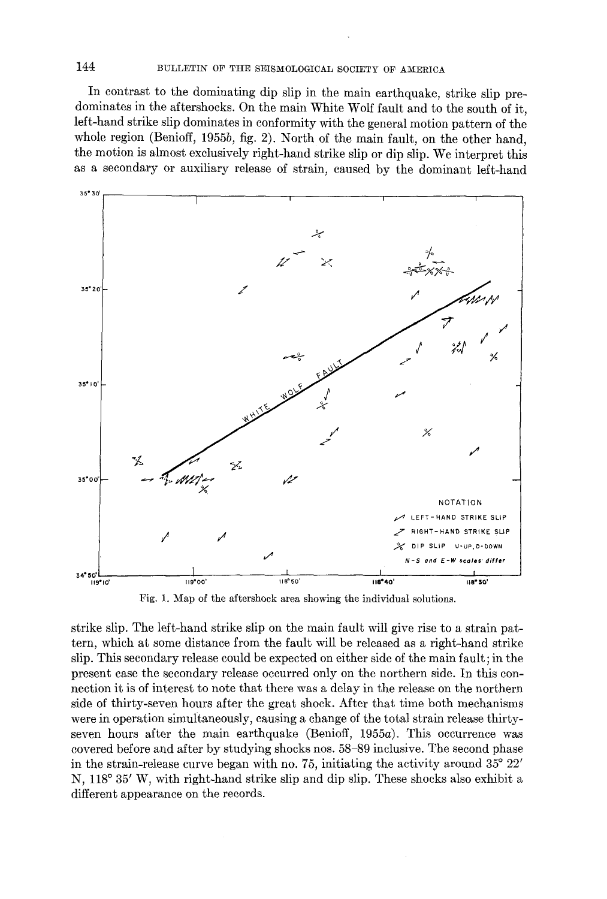In contrast to the dominating dip slip in the main earthquake, strike slip predominates in the aftershocks. On the main White Wolf fault and to the south of it, left-hand strike slip dominates in conformity with the general motion pattern of the whole region (Benioff, 1955*b*, fig. 2). North of the main fault, on the other hand, the motion is almost exclusively right-hand strike slip or dip slip. We interpret this as a secondary or auxiliary release of strain, caused by the dominant left-hand

Fig. 1. Map of the aftershock area showing the individual solutions.

strike slip. The left-hand strike slip on the main fault will give rise to a strain pattern, which at some distance from the fault will be released as a right-hand strike slip. This secondary release could be expected on either side of the main fault; in the present case the secondary release occurred only on the northern side. In this connection it is of interest to note that there was a delay in the release on the northern side of thirty-seven hours after the great shock. After that time both mechanisms were in operation simultaneously, causing a change of the total strain release thirty-seven hours after the main earthquake (Benioff, 1955*a*). This occurrence was covered before and after by studying shocks nos. 58–89 inclusive. The second phase in the strain-release curve began with no. 75, initiating the activity around 35° 22′ N, 118° 35′ W, with right-hand strike slip and dip slip. These shocks also exhibit a different appearance on the records.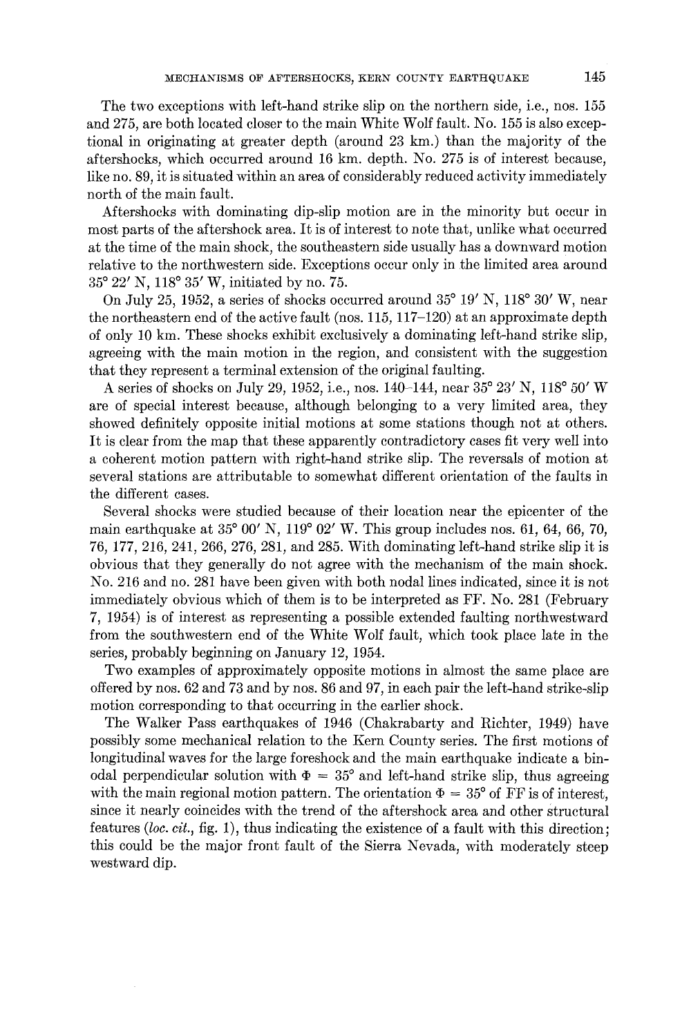The two exceptions with left-hand strike slip on the northern side, i.e., nos. 155 and 275, are both located closer to the main White Wolf fault. No. 155 is also exceptional in originating at greater depth (around 23 km.) than the majority of the aftershocks, which occurred around 16 km. depth. No. 275 is of interest because, like no. 89, it is situated within an area of considerably reduced activity immediately north of the main fault.

Aftershocks with dominating dip-slip motion are in the minority but occur in most parts of the aftershock area. It is of interest to note that, unlike what occurred at the time of the main shock, the southeastern side usually has a downward motion relative to the northwestern side. Exceptions occur only in the limited area around 35° 22′ N, 118° 35′ W, initiated by no. 75.

On July 25, 1952, a series of shocks occurred around 35° 19′ N, 118° 30′ W, near the northeastern end of the active fault (nos. 115, 117–120) at an approximate depth of only 10 km. These shocks exhibit exclusively a dominating left-hand strike slip, agreeing with the main motion in the region, and consistent with the suggestion that they represent a terminal extension of the original faulting.

A series of shocks on July 29, 1952, i.e., nos. 140–144, near 35° 23′ N, 118° 50′ W are of special interest because, although belonging to a very limited area, they showed definitely opposite initial motions at some stations though not at others. It is clear from the map that these apparently contradictory cases fit very well into a coherent motion pattern with right-hand strike slip. The reversals of motion at several stations are attributable to somewhat different orientation of the faults in the different cases.

Several shocks were studied because of their location near the epicenter of the main earthquake at 35° 00′ N, 119° 02′ W. This group includes nos. 61, 64, 66, 70, 76, 177, 216, 241, 266, 276, 281, and 285. With dominating left-hand strike slip it is obvious that they generally do not agree with the mechanism of the main shock. No. 216 and no. 281 have been given with both nodal lines indicated, since it is not immediately obvious which of them is to be interpreted as FF. No. 281 (February 7, 1954) is of interest as representing a possible extended faulting northwestward from the southwestern end of the White Wolf fault, which took place late in the series, probably beginning on January 12, 1954.

Two examples of approximately opposite motions in almost the same place are offered by nos. 62 and 73 and by nos. 86 and 97, in each pair the left-hand strike-slip motion corresponding to that occurring in the earlier shock.

The Walker Pass earthquakes of 1946 (Chakrabarty and Richter, 1949) have possibly some mechanical relation to the Kern County series. The first motions of longitudinal waves for the large foreshock and the main earthquake indicate a binodal perpendicular solution with $\Phi = 35°$ and left-hand strike slip, thus agreeing with the main regional motion pattern. The orientation $\Phi = 35°$ of FF is of interest, since it nearly coincides with the trend of the aftershock area and other structural features (*loc. cit.*, fig. 1), thus indicating the existence of a fault with this direction; this could be the major front fault of the Sierra Nevada, with moderately steep westward dip.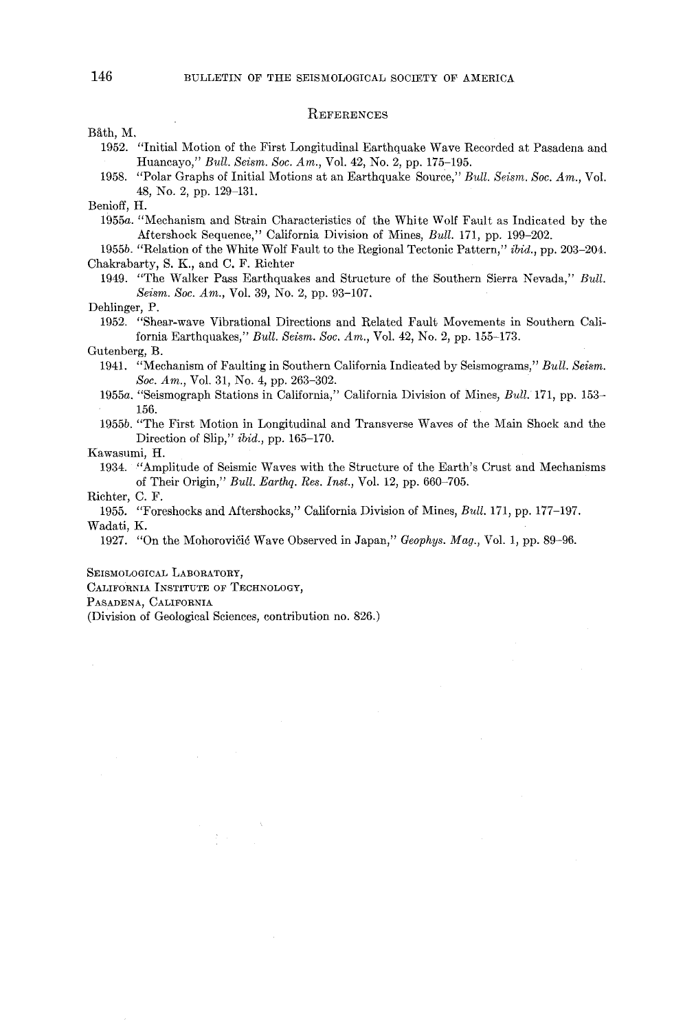## References

Båth, M.

1952. "Initial Motion of the First Longitudinal Earthquake Wave Recorded at Pasadena and Huancayo," *Bull. Seism. Soc. Am.*, Vol. 42, No. 2, pp. 175–195.

1958. "Polar Graphs of Initial Motions at an Earthquake Source," *Bull. Seism. Soc. Am.*, Vol. 48, No. 2, pp. 129–131.

Benioff, H.

1955*a*. "Mechanism and Strain Characteristics of the White Wolf Fault as Indicated by the Aftershock Sequence," California Division of Mines, *Bull.* 171, pp. 199–202.

1955*b*. "Relation of the White Wolf Fault to the Regional Tectonic Pattern," *ibid.*, pp. 203–204.

Chakrabarty, S. K., and C. F. Richter

1949. "The Walker Pass Earthquakes and Structure of the Southern Sierra Nevada," *Bull. Seism. Soc. Am.*, Vol. 39, No. 2, pp. 93–107.

Dehlinger, P.

1952. "Shear-wave Vibrational Directions and Related Fault Movements in Southern California Earthquakes," *Bull. Seism. Soc. Am.*, Vol. 42, No. 2, pp. 155–173.

Gutenberg, B.

1941. "Mechanism of Faulting in Southern California Indicated by Seismograms," *Bull. Seism. Soc. Am.*, Vol. 31, No. 4, pp. 263–302.

1955*a*. "Seismograph Stations in California," California Division of Mines, *Bull.* 171, pp. 153–156.

1955*b*. "The First Motion in Longitudinal and Transverse Waves of the Main Shock and the Direction of Slip," *ibid.*, pp. 165–170.

Kawasumi, H.

1934. "Amplitude of Seismic Waves with the Structure of the Earth's Crust and Mechanisms of Their Origin," *Bull. Earthq. Res. Inst.*, Vol. 12, pp. 660–705.

Richter, C. F.

1955. "Foreshocks and Aftershocks," California Division of Mines, *Bull.* 171, pp. 177–197.

Wadati, K.

1927. "On the Mohorovičić Wave Observed in Japan," *Geophys. Mag.*, Vol. 1, pp. 89–96.

Seismological Laboratory,
California Institute of Technology,
Pasadena, California
(Division of Geological Sciences, contribution no. 826.)